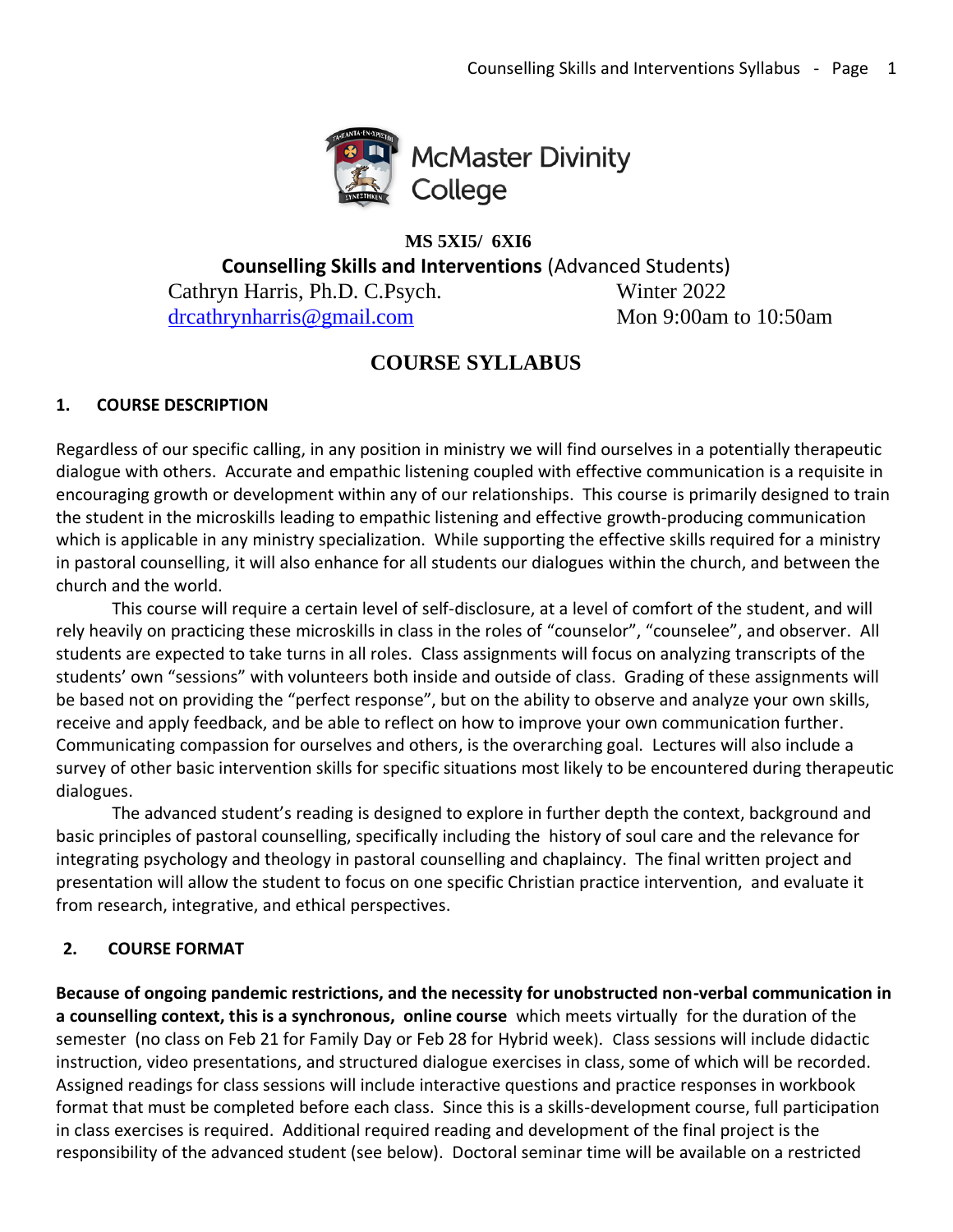McMaster Divinity College

**MS 5XI5/ 6XI6**

**Counselling Skills and Interventions** (Advanced Students)

Cathryn Harris, Ph.D. C.Psych. — Winter 2022

drcathrynharris@gmail.com — Mon 9:00am to 10:50am

# COURSE SYLLABUS

## 1. COURSE DESCRIPTION

Regardless of our specific calling, in any position in ministry we will find ourselves in a potentially therapeutic dialogue with others. Accurate and empathic listening coupled with effective communication is a requisite in encouraging growth or development within any of our relationships. This course is primarily designed to train the student in the microskills leading to empathic listening and effective growth-producing communication which is applicable in any ministry specialization. While supporting the effective skills required for a ministry in pastoral counselling, it will also enhance for all students our dialogues within the church, and between the church and the world.

This course will require a certain level of self-disclosure, at a level of comfort of the student, and will rely heavily on practicing these microskills in class in the roles of "counselor", "counselee", and observer. All students are expected to take turns in all roles. Class assignments will focus on analyzing transcripts of the students' own "sessions" with volunteers both inside and outside of class. Grading of these assignments will be based not on providing the "perfect response", but on the ability to observe and analyze your own skills, receive and apply feedback, and be able to reflect on how to improve your own communication further. Communicating compassion for ourselves and others, is the overarching goal. Lectures will also include a survey of other basic intervention skills for specific situations most likely to be encountered during therapeutic dialogues.

The advanced student's reading is designed to explore in further depth the context, background and basic principles of pastoral counselling, specifically including the history of soul care and the relevance for integrating psychology and theology in pastoral counselling and chaplaincy. The final written project and presentation will allow the student to focus on one specific Christian practice intervention, and evaluate it from research, integrative, and ethical perspectives.

## 2. COURSE FORMAT

**Because of ongoing pandemic restrictions, and the necessity for unobstructed non-verbal communication in a counselling context, this is a synchronous, online course** which meets virtually for the duration of the semester (no class on Feb 21 for Family Day or Feb 28 for Hybrid week). Class sessions will include didactic instruction, video presentations, and structured dialogue exercises in class, some of which will be recorded. Assigned readings for class sessions will include interactive questions and practice responses in workbook format that must be completed before each class. Since this is a skills-development course, full participation in class exercises is required. Additional required reading and development of the final project is the responsibility of the advanced student (see below). Doctoral seminar time will be available on a restricted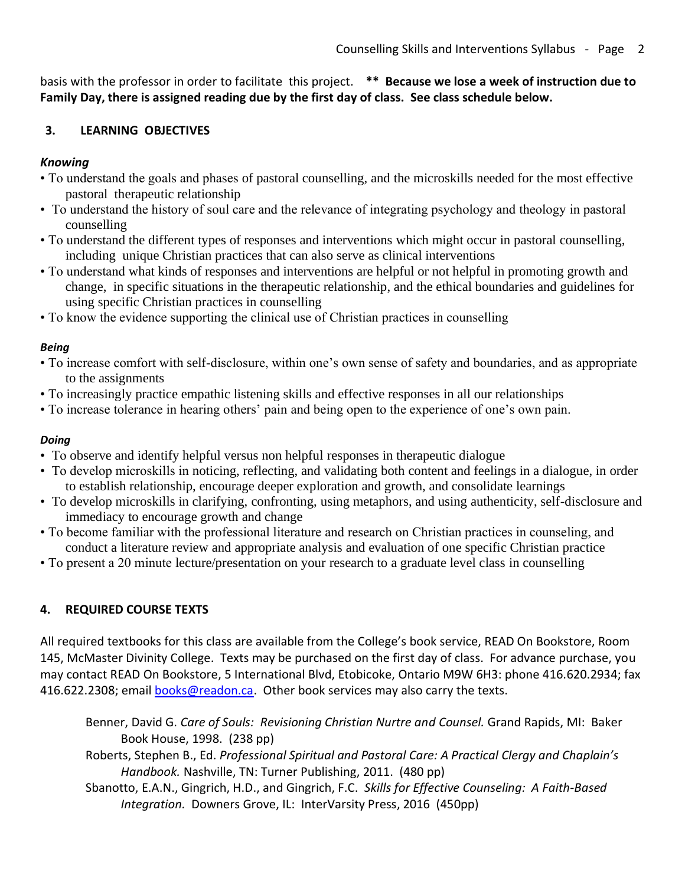basis with the professor in order to facilitate this project. **** Because we lose a week of instruction due to Family Day, there is assigned reading due by the first day of class. See class schedule below.**

## 3. LEARNING OBJECTIVES

### *Knowing*

- To understand the goals and phases of pastoral counselling, and the microskills needed for the most effective pastoral therapeutic relationship
- To understand the history of soul care and the relevance of integrating psychology and theology in pastoral counselling
- To understand the different types of responses and interventions which might occur in pastoral counselling, including unique Christian practices that can also serve as clinical interventions
- To understand what kinds of responses and interventions are helpful or not helpful in promoting growth and change, in specific situations in the therapeutic relationship, and the ethical boundaries and guidelines for using specific Christian practices in counselling
- To know the evidence supporting the clinical use of Christian practices in counselling

### *Being*

- To increase comfort with self-disclosure, within one's own sense of safety and boundaries, and as appropriate to the assignments
- To increasingly practice empathic listening skills and effective responses in all our relationships
- To increase tolerance in hearing others' pain and being open to the experience of one's own pain.

### *Doing*

- To observe and identify helpful versus non helpful responses in therapeutic dialogue
- To develop microskills in noticing, reflecting, and validating both content and feelings in a dialogue, in order to establish relationship, encourage deeper exploration and growth, and consolidate learnings
- To develop microskills in clarifying, confronting, using metaphors, and using authenticity, self-disclosure and immediacy to encourage growth and change
- To become familiar with the professional literature and research on Christian practices in counseling, and conduct a literature review and appropriate analysis and evaluation of one specific Christian practice
- To present a 20 minute lecture/presentation on your research to a graduate level class in counselling

## 4. REQUIRED COURSE TEXTS

All required textbooks for this class are available from the College's book service, READ On Bookstore, Room 145, McMaster Divinity College. Texts may be purchased on the first day of class. For advance purchase, you may contact READ On Bookstore, 5 International Blvd, Etobicoke, Ontario M9W 6H3: phone 416.620.2934; fax 416.622.2308; email books@readon.ca. Other book services may also carry the texts.

Benner, David G. *Care of Souls: Revisioning Christian Nurtre and Counsel.* Grand Rapids, MI: Baker Book House, 1998. (238 pp)

Roberts, Stephen B., Ed. *Professional Spiritual and Pastoral Care: A Practical Clergy and Chaplain's Handbook.* Nashville, TN: Turner Publishing, 2011. (480 pp)

Sbanotto, E.A.N., Gingrich, H.D., and Gingrich, F.C. *Skills for Effective Counseling: A Faith-Based Integration.* Downers Grove, IL: InterVarsity Press, 2016 (450pp)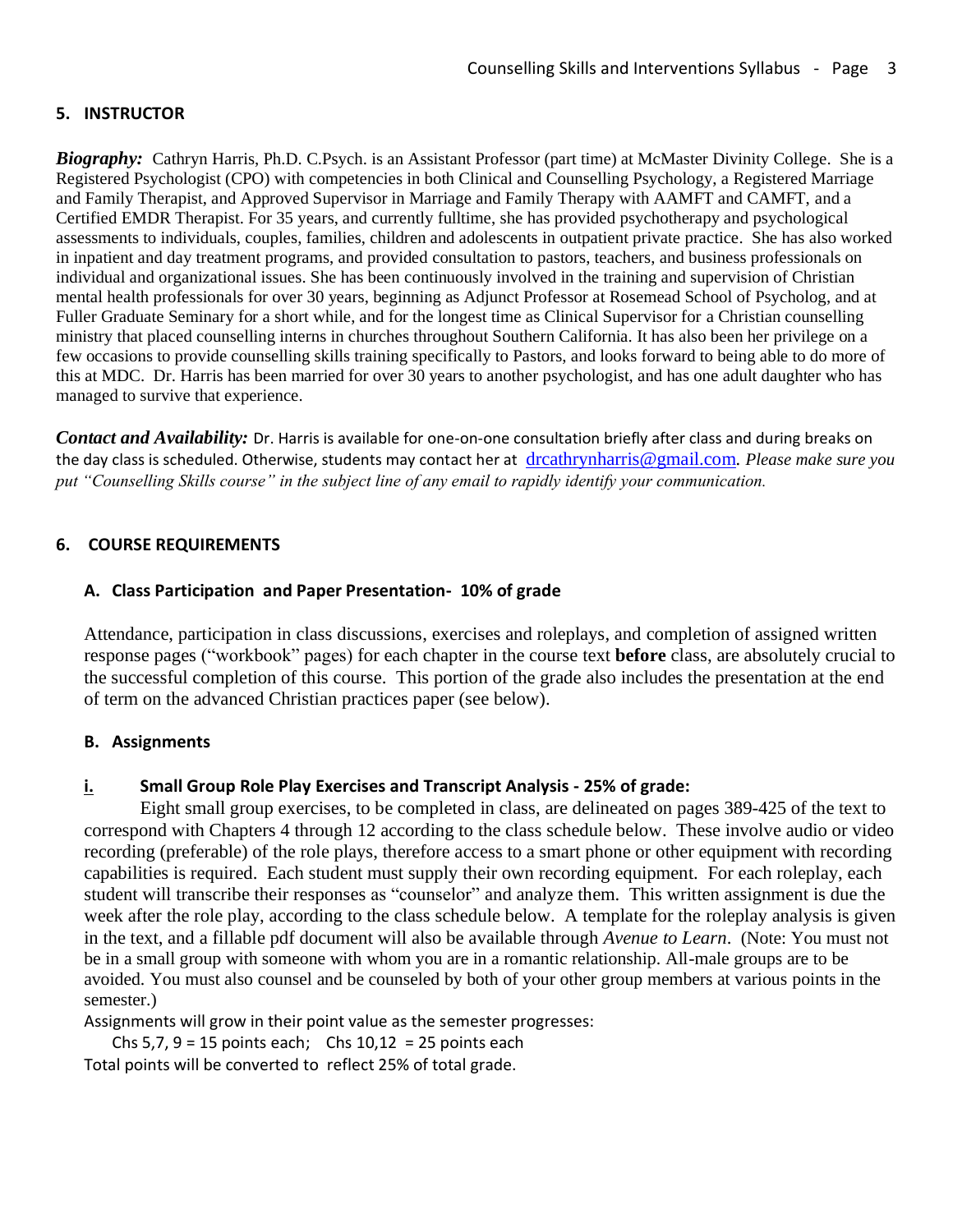## 5. INSTRUCTOR

***Biography:*** Cathryn Harris, Ph.D. C.Psych. is an Assistant Professor (part time) at McMaster Divinity College. She is a Registered Psychologist (CPO) with competencies in both Clinical and Counselling Psychology, a Registered Marriage and Family Therapist, and Approved Supervisor in Marriage and Family Therapy with AAMFT and CAMFT, and a Certified EMDR Therapist. For 35 years, and currently fulltime, she has provided psychotherapy and psychological assessments to individuals, couples, families, children and adolescents in outpatient private practice. She has also worked in inpatient and day treatment programs, and provided consultation to pastors, teachers, and business professionals on individual and organizational issues. She has been continuously involved in the training and supervision of Christian mental health professionals for over 30 years, beginning as Adjunct Professor at Rosemead School of Psycholog, and at Fuller Graduate Seminary for a short while, and for the longest time as Clinical Supervisor for a Christian counselling ministry that placed counselling interns in churches throughout Southern California. It has also been her privilege on a few occasions to provide counselling skills training specifically to Pastors, and looks forward to being able to do more of this at MDC. Dr. Harris has been married for over 30 years to another psychologist, and has one adult daughter who has managed to survive that experience.

***Contact and Availability:*** Dr. Harris is available for one-on-one consultation briefly after class and during breaks on the day class is scheduled. Otherwise, students may contact her at drcathrynharris@gmail.com. *Please make sure you put "Counselling Skills course" in the subject line of any email to rapidly identify your communication.*

## 6. COURSE REQUIREMENTS

### A. Class Participation and Paper Presentation- 10% of grade

Attendance, participation in class discussions, exercises and roleplays, and completion of assigned written response pages ("workbook" pages) for each chapter in the course text **before** class, are absolutely crucial to the successful completion of this course. This portion of the grade also includes the presentation at the end of term on the advanced Christian practices paper (see below).

### B. Assignments

#### i. Small Group Role Play Exercises and Transcript Analysis - 25% of grade:

Eight small group exercises, to be completed in class, are delineated on pages 389-425 of the text to correspond with Chapters 4 through 12 according to the class schedule below. These involve audio or video recording (preferable) of the role plays, therefore access to a smart phone or other equipment with recording capabilities is required. Each student must supply their own recording equipment. For each roleplay, each student will transcribe their responses as "counselor" and analyze them. This written assignment is due the week after the role play, according to the class schedule below. A template for the roleplay analysis is given in the text, and a fillable pdf document will also be available through *Avenue to Learn*. (Note: You must not be in a small group with someone with whom you are in a romantic relationship. All-male groups are to be avoided. You must also counsel and be counseled by both of your other group members at various points in the semester.)

Assignments will grow in their point value as the semester progresses:

Chs 5,7, 9 = 15 points each; Chs 10,12 = 25 points each

Total points will be converted to reflect 25% of total grade.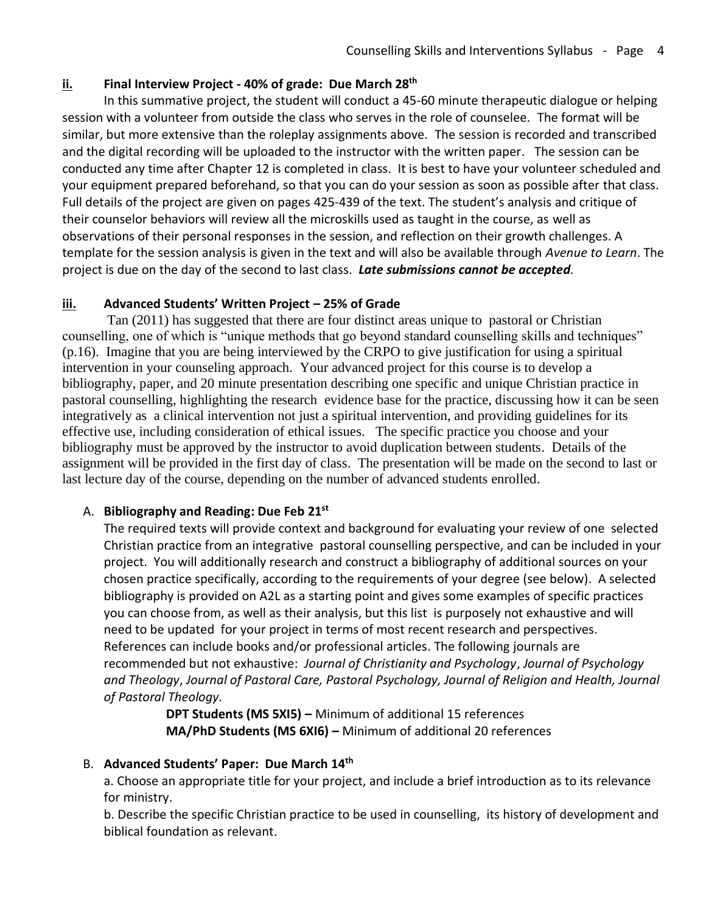## ii. Final Interview Project - 40% of grade: Due March 28th

In this summative project, the student will conduct a 45-60 minute therapeutic dialogue or helping session with a volunteer from outside the class who serves in the role of counselee. The format will be similar, but more extensive than the roleplay assignments above. The session is recorded and transcribed and the digital recording will be uploaded to the instructor with the written paper. The session can be conducted any time after Chapter 12 is completed in class. It is best to have your volunteer scheduled and your equipment prepared beforehand, so that you can do your session as soon as possible after that class. Full details of the project are given on pages 425-439 of the text. The student's analysis and critique of their counselor behaviors will review all the microskills used as taught in the course, as well as observations of their personal responses in the session, and reflection on their growth challenges. A template for the session analysis is given in the text and will also be available through *Avenue to Learn*. The project is due on the day of the second to last class. ***Late submissions cannot be accepted.***

## iii. Advanced Students' Written Project – 25% of Grade

Tan (2011) has suggested that there are four distinct areas unique to pastoral or Christian counselling, one of which is "unique methods that go beyond standard counselling skills and techniques" (p.16). Imagine that you are being interviewed by the CRPO to give justification for using a spiritual intervention in your counseling approach. Your advanced project for this course is to develop a bibliography, paper, and 20 minute presentation describing one specific and unique Christian practice in pastoral counselling, highlighting the research evidence base for the practice, discussing how it can be seen integratively as a clinical intervention not just a spiritual intervention, and providing guidelines for its effective use, including consideration of ethical issues. The specific practice you choose and your bibliography must be approved by the instructor to avoid duplication between students. Details of the assignment will be provided in the first day of class. The presentation will be made on the second to last or last lecture day of the course, depending on the number of advanced students enrolled.

### A. Bibliography and Reading: Due Feb 21st

The required texts will provide context and background for evaluating your review of one selected Christian practice from an integrative pastoral counselling perspective, and can be included in your project. You will additionally research and construct a bibliography of additional sources on your chosen practice specifically, according to the requirements of your degree (see below). A selected bibliography is provided on A2L as a starting point and gives some examples of specific practices you can choose from, as well as their analysis, but this list is purposely not exhaustive and will need to be updated for your project in terms of most recent research and perspectives. References can include books and/or professional articles. The following journals are recommended but not exhaustive: *Journal of Christianity and Psychology*, *Journal of Psychology and Theology*, *Journal of Pastoral Care, Pastoral Psychology, Journal of Religion and Health, Journal of Pastoral Theology*.

**DPT Students (MS 5XI5) –** Minimum of additional 15 references
**MA/PhD Students (MS 6XI6) –** Minimum of additional 20 references

### B. Advanced Students' Paper: Due March 14th

a. Choose an appropriate title for your project, and include a brief introduction as to its relevance for ministry.

b. Describe the specific Christian practice to be used in counselling, its history of development and biblical foundation as relevant.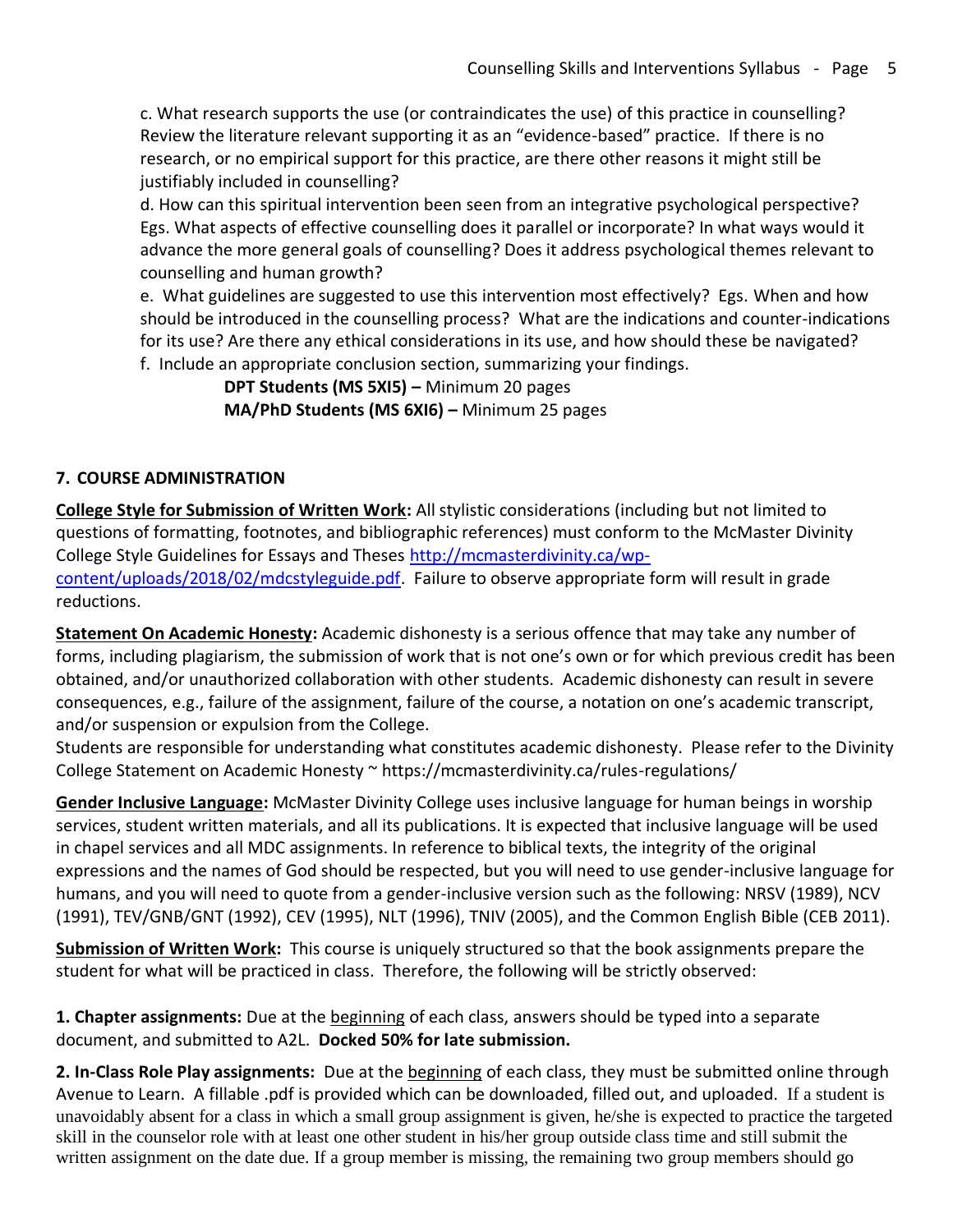c. What research supports the use (or contraindicates the use) of this practice in counselling? Review the literature relevant supporting it as an "evidence-based" practice. If there is no research, or no empirical support for this practice, are there other reasons it might still be justifiably included in counselling?

d. How can this spiritual intervention been seen from an integrative psychological perspective? Egs. What aspects of effective counselling does it parallel or incorporate? In what ways would it advance the more general goals of counselling? Does it address psychological themes relevant to counselling and human growth?

e. What guidelines are suggested to use this intervention most effectively? Egs. When and how should be introduced in the counselling process? What are the indications and counter-indications for its use? Are there any ethical considerations in its use, and how should these be navigated?

f. Include an appropriate conclusion section, summarizing your findings.

**DPT Students (MS 5XI5) –** Minimum 20 pages
**MA/PhD Students (MS 6XI6) –** Minimum 25 pages

## 7. COURSE ADMINISTRATION

**College Style for Submission of Written Work:** All stylistic considerations (including but not limited to questions of formatting, footnotes, and bibliographic references) must conform to the McMaster Divinity College Style Guidelines for Essays and Theses http://mcmasterdivinity.ca/wp-content/uploads/2018/02/mdcstyleguide.pdf. Failure to observe appropriate form will result in grade reductions.

**Statement On Academic Honesty:** Academic dishonesty is a serious offence that may take any number of forms, including plagiarism, the submission of work that is not one's own or for which previous credit has been obtained, and/or unauthorized collaboration with other students. Academic dishonesty can result in severe consequences, e.g., failure of the assignment, failure of the course, a notation on one's academic transcript, and/or suspension or expulsion from the College.
Students are responsible for understanding what constitutes academic dishonesty. Please refer to the Divinity College Statement on Academic Honesty ~ https://mcmasterdivinity.ca/rules-regulations/

**Gender Inclusive Language:** McMaster Divinity College uses inclusive language for human beings in worship services, student written materials, and all its publications. It is expected that inclusive language will be used in chapel services and all MDC assignments. In reference to biblical texts, the integrity of the original expressions and the names of God should be respected, but you will need to use gender-inclusive language for humans, and you will need to quote from a gender-inclusive version such as the following: NRSV (1989), NCV (1991), TEV/GNB/GNT (1992), CEV (1995), NLT (1996), TNIV (2005), and the Common English Bible (CEB 2011).

**Submission of Written Work:** This course is uniquely structured so that the book assignments prepare the student for what will be practiced in class. Therefore, the following will be strictly observed:

**1. Chapter assignments:** Due at the beginning of each class, answers should be typed into a separate document, and submitted to A2L. **Docked 50% for late submission.**

**2. In-Class Role Play assignments:** Due at the beginning of each class, they must be submitted online through Avenue to Learn. A fillable .pdf is provided which can be downloaded, filled out, and uploaded. If a student is unavoidably absent for a class in which a small group assignment is given, he/she is expected to practice the targeted skill in the counselor role with at least one other student in his/her group outside class time and still submit the written assignment on the date due. If a group member is missing, the remaining two group members should go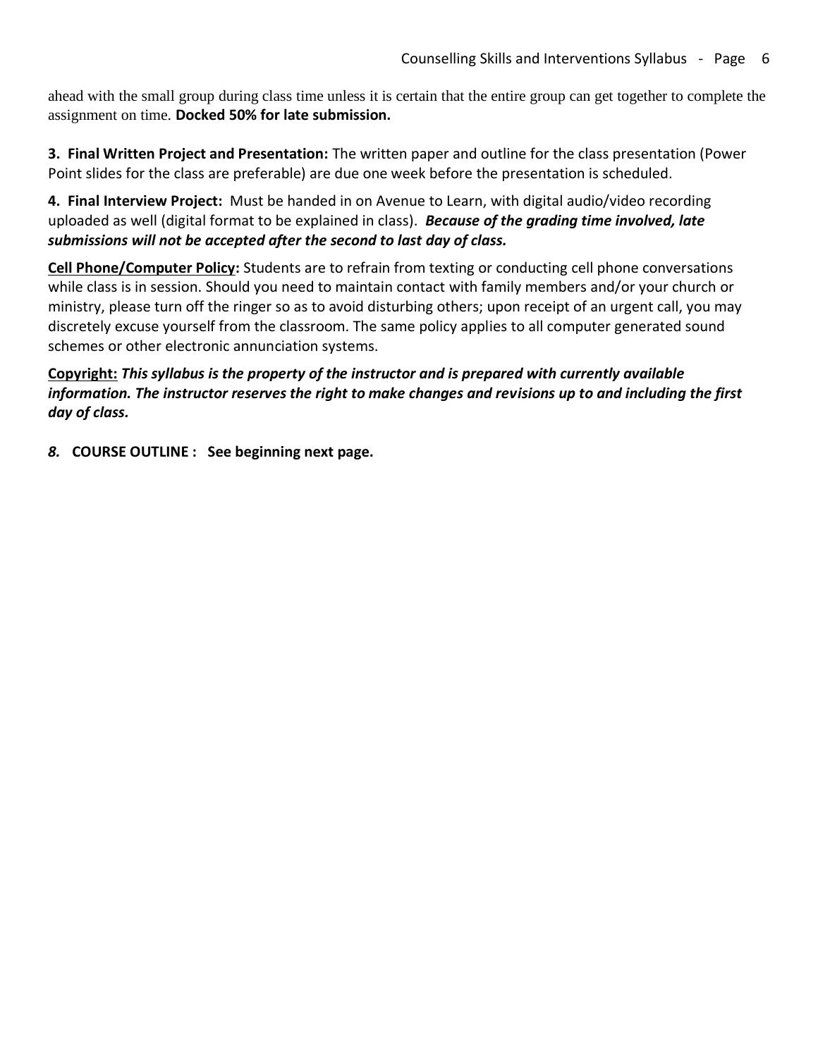ahead with the small group during class time unless it is certain that the entire group can get together to complete the assignment on time. **Docked 50% for late submission.**

**3. Final Written Project and Presentation:** The written paper and outline for the class presentation (Power Point slides for the class are preferable) are due one week before the presentation is scheduled.

**4. Final Interview Project:** Must be handed in on Avenue to Learn, with digital audio/video recording uploaded as well (digital format to be explained in class). ***Because of the grading time involved, late submissions will not be accepted after the second to last day of class.***

**<u>Cell Phone/Computer Policy</u>:** Students are to refrain from texting or conducting cell phone conversations while class is in session. Should you need to maintain contact with family members and/or your church or ministry, please turn off the ringer so as to avoid disturbing others; upon receipt of an urgent call, you may discretely excuse yourself from the classroom. The same policy applies to all computer generated sound schemes or other electronic annunciation systems.

**<u>Copyright:</u>** ***This syllabus is the property of the instructor and is prepared with currently available information. The instructor reserves the right to make changes and revisions up to and including the first day of class.***

***8.*** **COURSE OUTLINE : See beginning next page.**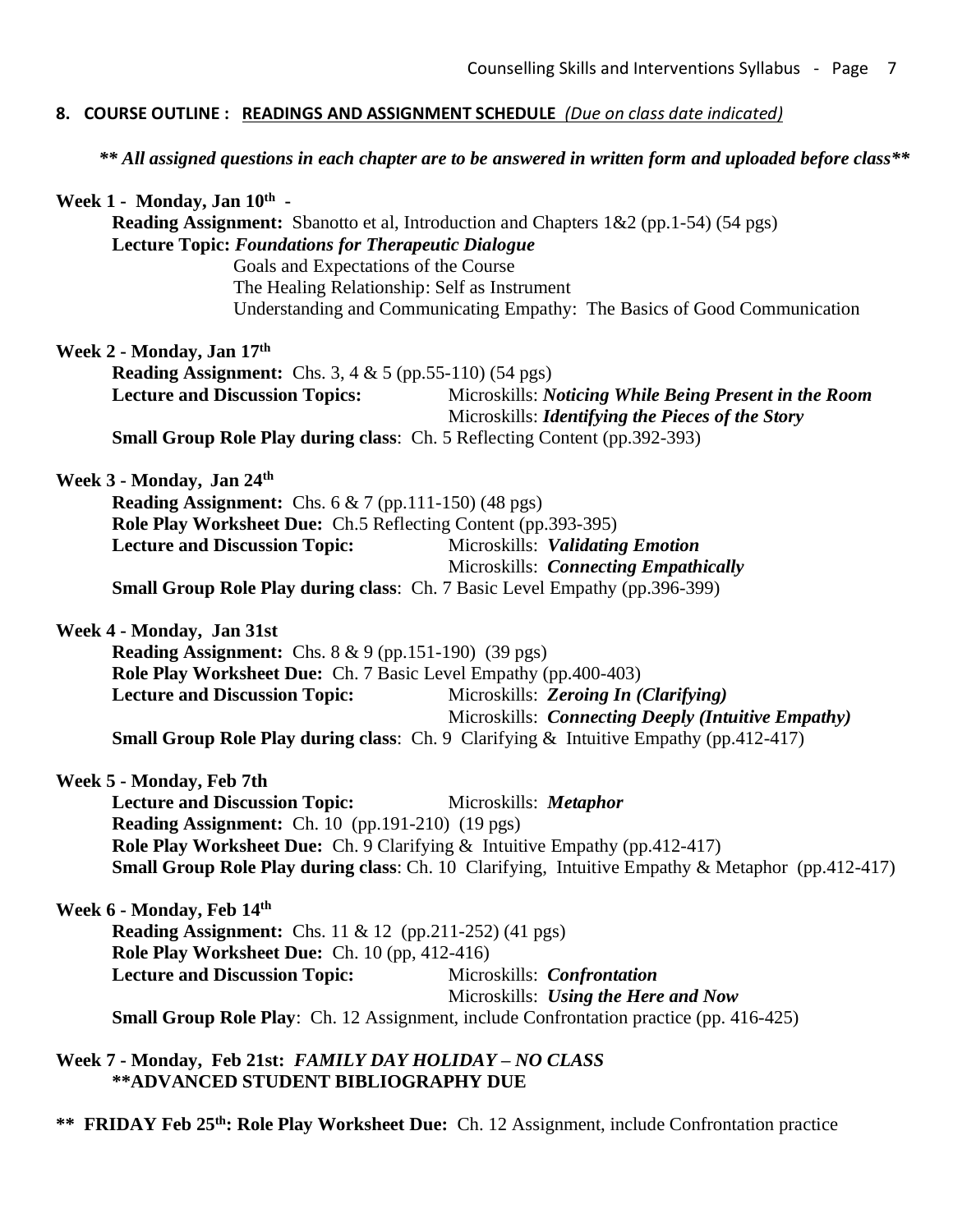## 8. COURSE OUTLINE : READINGS AND ASSIGNMENT SCHEDULE *(Due on class date indicated)*

***\*\* All assigned questions in each chapter are to be answered in written form and uploaded before class\*\****

**Week 1 - Monday, Jan 10th -**

**Reading Assignment:** Sbanotto et al, Introduction and Chapters 1&2 (pp.1-54) (54 pgs)

**Lecture Topic: *Foundations for Therapeutic Dialogue***

Goals and Expectations of the Course
The Healing Relationship: Self as Instrument
Understanding and Communicating Empathy: The Basics of Good Communication

**Week 2 - Monday, Jan 17th**

**Reading Assignment:** Chs. 3, 4 & 5 (pp.55-110) (54 pgs)

**Lecture and Discussion Topics:** Microskills: ***Noticing While Being Present in the Room***
Microskills: ***Identifying the Pieces of the Story***

**Small Group Role Play during class**: Ch. 5 Reflecting Content (pp.392-393)

**Week 3 - Monday, Jan 24th**

**Reading Assignment:** Chs. 6 & 7 (pp.111-150) (48 pgs)

**Role Play Worksheet Due:** Ch.5 Reflecting Content (pp.393-395)

**Lecture and Discussion Topic:** Microskills: ***Validating Emotion***
Microskills: ***Connecting Empathically***

**Small Group Role Play during class**: Ch. 7 Basic Level Empathy (pp.396-399)

**Week 4 - Monday, Jan 31st**

**Reading Assignment:** Chs. 8 & 9 (pp.151-190) (39 pgs)

**Role Play Worksheet Due:** Ch. 7 Basic Level Empathy (pp.400-403)

**Lecture and Discussion Topic:** Microskills: ***Zeroing In (Clarifying)***
Microskills: ***Connecting Deeply (Intuitive Empathy)***

**Small Group Role Play during class**: Ch. 9 Clarifying & Intuitive Empathy (pp.412-417)

**Week 5 - Monday, Feb 7th**

**Lecture and Discussion Topic:** Microskills: ***Metaphor***

**Reading Assignment:** Ch. 10 (pp.191-210) (19 pgs)

**Role Play Worksheet Due:** Ch. 9 Clarifying & Intuitive Empathy (pp.412-417)

**Small Group Role Play during class**: Ch. 10 Clarifying, Intuitive Empathy & Metaphor (pp.412-417)

**Week 6 - Monday, Feb 14th**

**Reading Assignment:** Chs. 11 & 12 (pp.211-252) (41 pgs)

**Role Play Worksheet Due:** Ch. 10 (pp, 412-416)

**Lecture and Discussion Topic:** Microskills: ***Confrontation***
Microskills: ***Using the Here and Now***

**Small Group Role Play**: Ch. 12 Assignment, include Confrontation practice (pp. 416-425)

**Week 7 - Monday, Feb 21st: *FAMILY DAY HOLIDAY – NO CLASS***
**\*\*ADVANCED STUDENT BIBLIOGRAPHY DUE**

**\*\* FRIDAY Feb 25th: Role Play Worksheet Due:** Ch. 12 Assignment, include Confrontation practice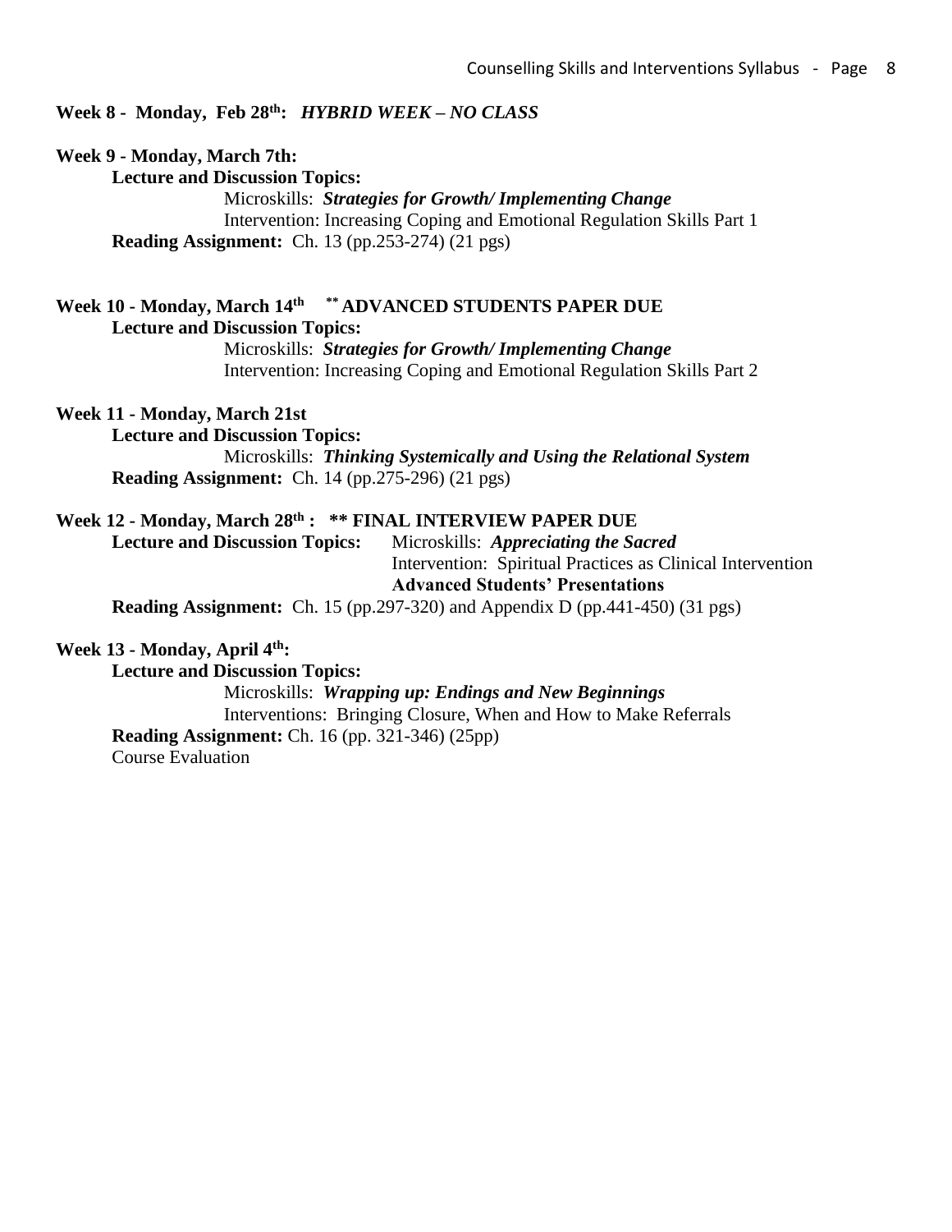**Week 8 - Monday, Feb 28th:** ***HYBRID WEEK – NO CLASS***

**Week 9 - Monday, March 7th:**

**Lecture and Discussion Topics:**

Microskills: ***Strategies for Growth/ Implementing Change***

Intervention: Increasing Coping and Emotional Regulation Skills Part 1

**Reading Assignment:** Ch. 13 (pp.253-274) (21 pgs)

**Week 10 - Monday, March 14th ** ADVANCED STUDENTS PAPER DUE**

**Lecture and Discussion Topics:**

Microskills: ***Strategies for Growth/ Implementing Change***

Intervention: Increasing Coping and Emotional Regulation Skills Part 2

**Week 11 - Monday, March 21st**

**Lecture and Discussion Topics:**

Microskills: ***Thinking Systemically and Using the Relational System***

**Reading Assignment:** Ch. 14 (pp.275-296) (21 pgs)

**Week 12 - Monday, March 28th : ** FINAL INTERVIEW PAPER DUE**

**Lecture and Discussion Topics:** Microskills: ***Appreciating the Sacred***

Intervention: Spiritual Practices as Clinical Intervention

**Advanced Students' Presentations**

**Reading Assignment:** Ch. 15 (pp.297-320) and Appendix D (pp.441-450) (31 pgs)

**Week 13 - Monday, April 4th:**

**Lecture and Discussion Topics:**

Microskills: ***Wrapping up: Endings and New Beginnings***

Interventions: Bringing Closure, When and How to Make Referrals

**Reading Assignment:** Ch. 16 (pp. 321-346) (25pp)

Course Evaluation